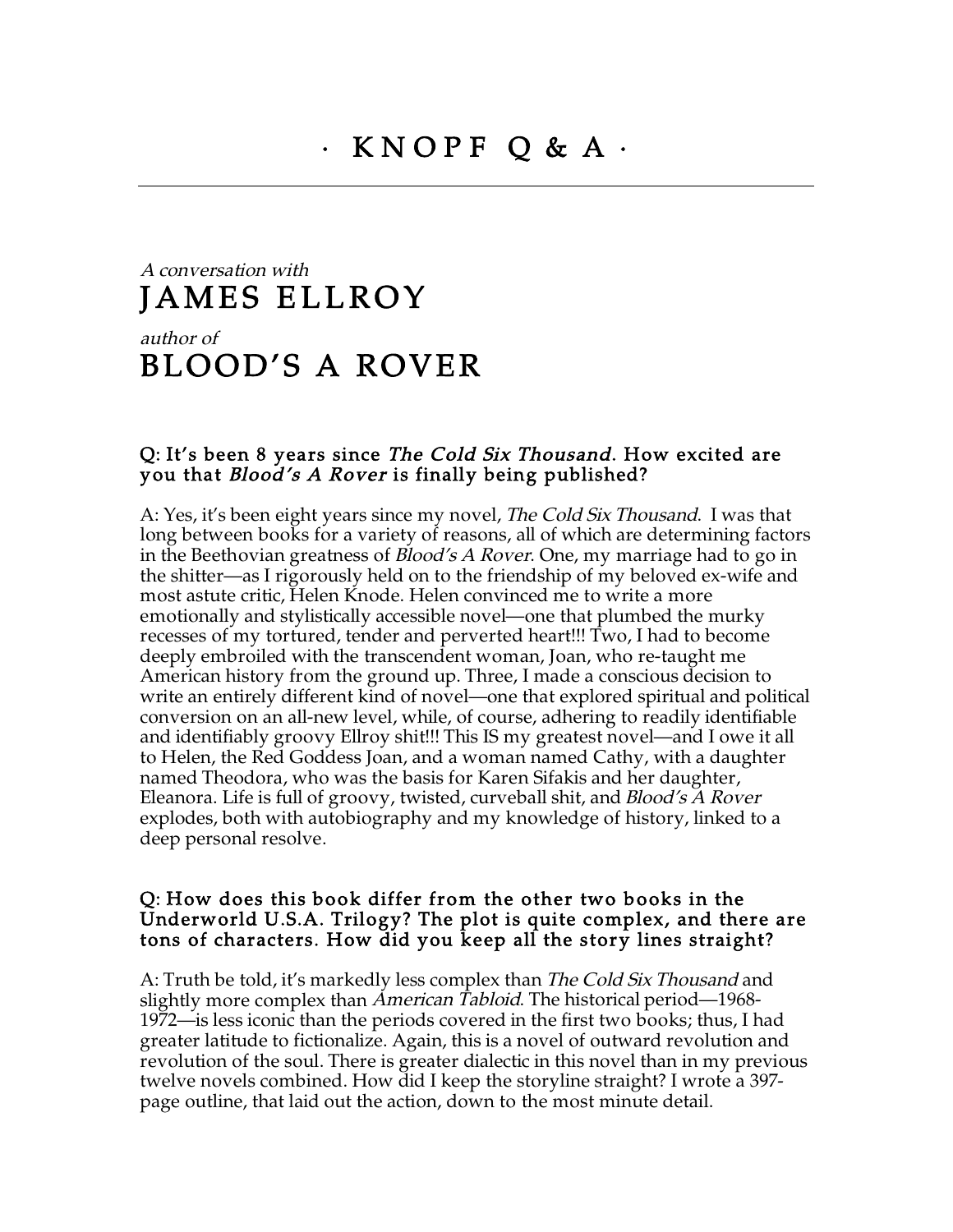# · KNOPF Q & A ·

*A conversation with*

## JAMES ELLROY

*author of*

## BLOOD'S A ROVER

### Q: It's been 8 years since *The Cold Six Thousand*. How excited are you that *Blood's A Rover* is finally being published?

A: Yes, it's been eight years since my novel, *The Cold Six Thousand*. I was that long between books for a variety of reasons, all of which are determining factors in the Beethovian greatness of *Blood's A Rover*. One, my marriage had to go in the shitter—as I rigorously held on to the friendship of my beloved ex-wife and most astute critic, Helen Knode. Helen convinced me to write a more emotionally and stylistically accessible novel—one that plumbed the murky recesses of my tortured, tender and perverted heart!!! Two, I had to become deeply embroiled with the transcendent woman, Joan, who re-taught me American history from the ground up. Three, I made a conscious decision to write an entirely different kind of novel—one that explored spiritual and political conversion on an all-new level, while, of course, adhering to readily identifiable and identifiably groovy Ellroy shit!!! This IS my greatest novel—and I owe it all to Helen, the Red Goddess Joan, and a woman named Cathy, with a daughter named Theodora, who was the basis for Karen Sifakis and her daughter, Eleanora. Life is full of groovy, twisted, curveball shit, and *Blood's A Rover* explodes, both with autobiography and my knowledge of history, linked to a deep personal resolve.

### Q: How does this book differ from the other two books in the Underworld U.S.A. Trilogy? The plot is quite complex, and there are tons of characters. How did you keep all the story lines straight?

A: Truth be told, it's markedly less complex than *The Cold Six Thousand* and slightly more complex than *American Tabloid*. The historical period—1968-1972—is less iconic than the periods covered in the first two books; thus, I had greater latitude to fictionalize. Again, this is a novel of outward revolution and revolution of the soul. There is greater dialectic in this novel than in my previous twelve novels combined. How did I keep the storyline straight? I wrote a 397-page outline, that laid out the action, down to the most minute detail.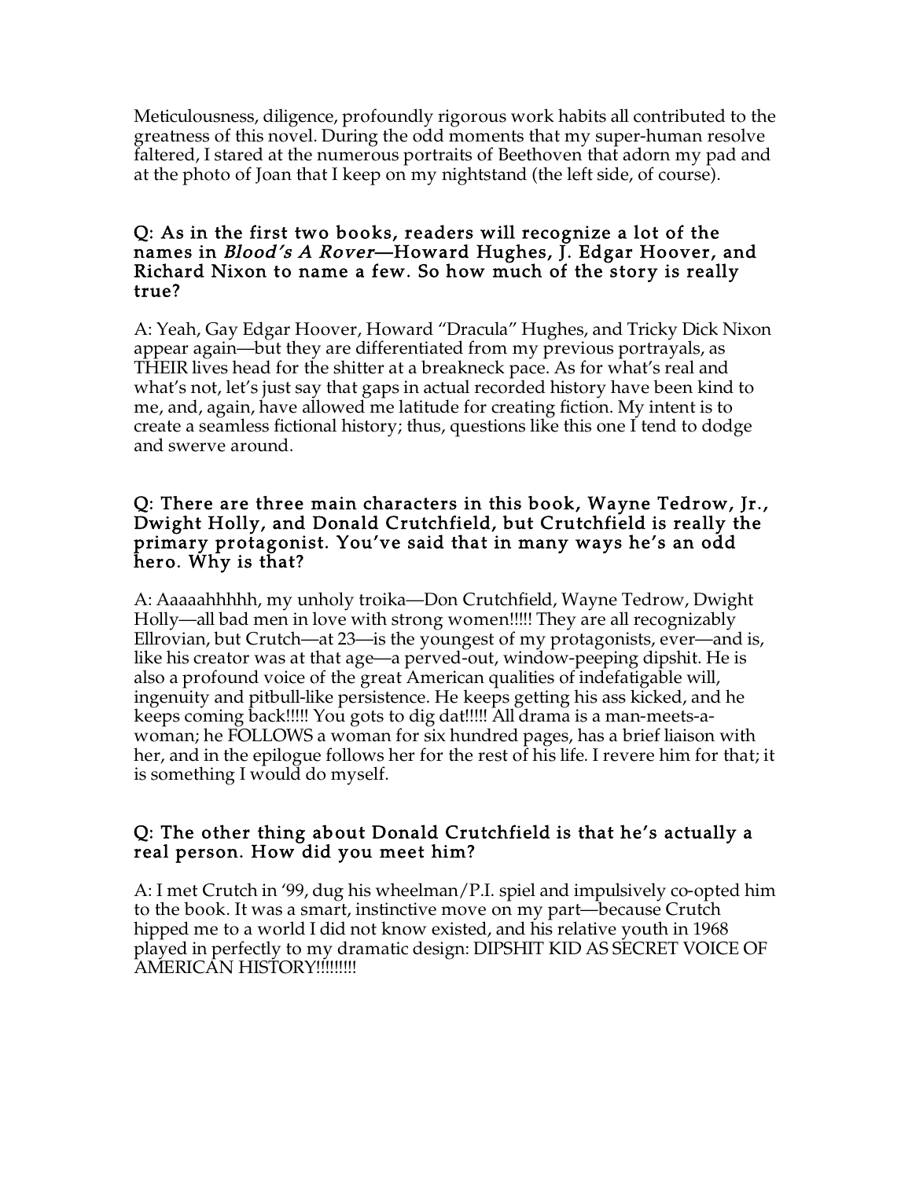Meticulousness, diligence, profoundly rigorous work habits all contributed to the greatness of this novel. During the odd moments that my super-human resolve faltered, I stared at the numerous portraits of Beethoven that adorn my pad and at the photo of Joan that I keep on my nightstand (the left side, of course).

### Q: As in the first two books, readers will recognize a lot of the names in *Blood's A Rover*—Howard Hughes, J. Edgar Hoover, and Richard Nixon to name a few. So how much of the story is really true?

A: Yeah, Gay Edgar Hoover, Howard "Dracula" Hughes, and Tricky Dick Nixon appear again—but they are differentiated from my previous portrayals, as THEIR lives head for the shitter at a breakneck pace. As for what's real and what's not, let's just say that gaps in actual recorded history have been kind to me, and, again, have allowed me latitude for creating fiction. My intent is to create a seamless fictional history; thus, questions like this one I tend to dodge and swerve around.

### Q: There are three main characters in this book, Wayne Tedrow, Jr., Dwight Holly, and Donald Crutchfield, but Crutchfield is really the primary protagonist. You've said that in many ways he's an odd hero. Why is that?

A: Aaaaahhhhh, my unholy troika—Don Crutchfield, Wayne Tedrow, Dwight Holly—all bad men in love with strong women!!!!! They are all recognizably Ellrovian, but Crutch—at 23—is the youngest of my protagonists, ever—and is, like his creator was at that age—a perved-out, window-peeping dipshit. He is also a profound voice of the great American qualities of indefatigable will, ingenuity and pitbull-like persistence. He keeps getting his ass kicked, and he keeps coming back!!!!! You gots to dig dat!!!!! All drama is a man-meets-a-woman; he FOLLOWS a woman for six hundred pages, has a brief liaison with her, and in the epilogue follows her for the rest of his life. I revere him for that; it is something I would do myself.

### Q: The other thing about Donald Crutchfield is that he's actually a real person. How did you meet him?

A: I met Crutch in '99, dug his wheelman/P.I. spiel and impulsively co-opted him to the book. It was a smart, instinctive move on my part—because Crutch hipped me to a world I did not know existed, and his relative youth in 1968 played in perfectly to my dramatic design: DIPSHIT KID AS SECRET VOICE OF AMERICAN HISTORY!!!!!!!!!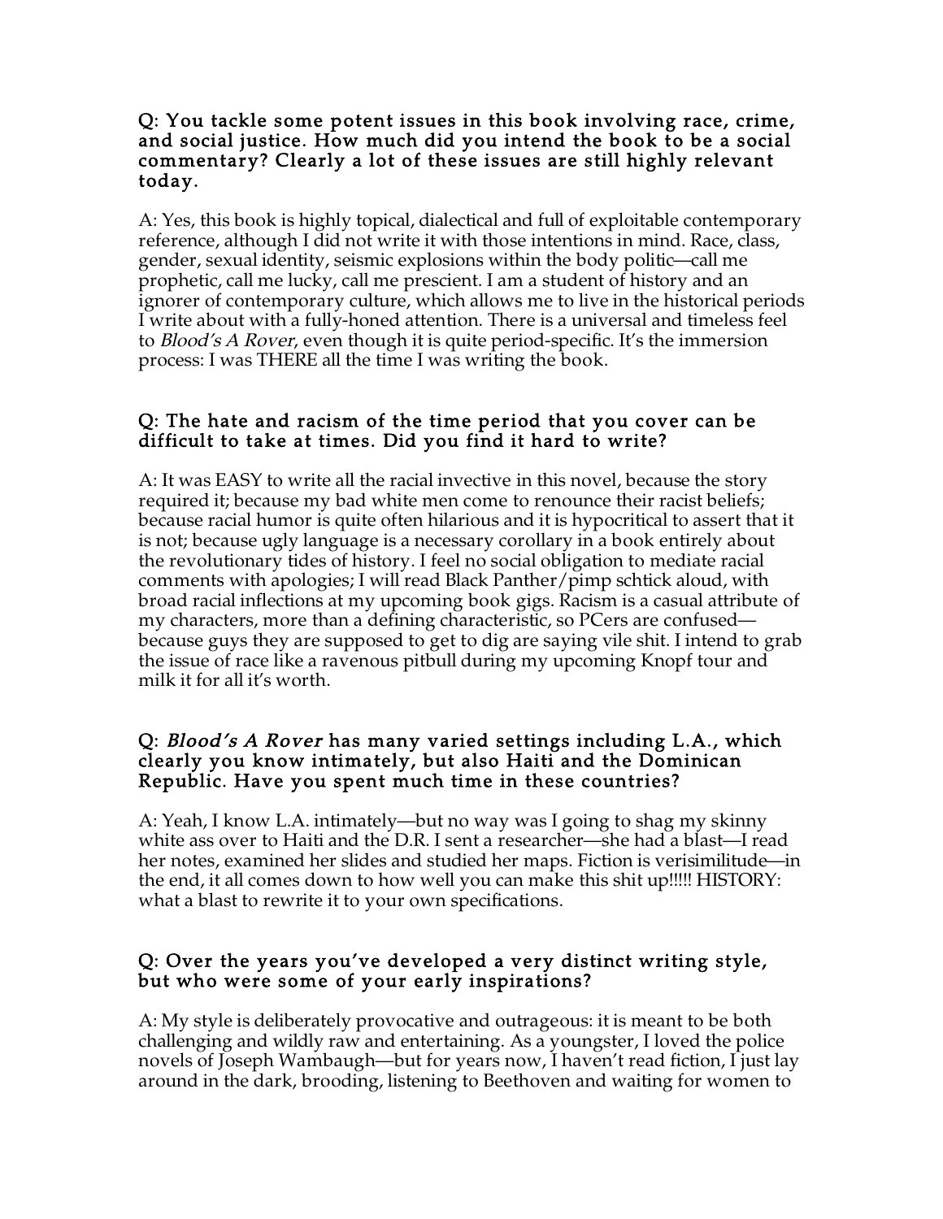**Q: You tackle some potent issues in this book involving race, crime, and social justice. How much did you intend the book to be a social commentary? Clearly a lot of these issues are still highly relevant today.**

A: Yes, this book is highly topical, dialectical and full of exploitable contemporary reference, although I did not write it with those intentions in mind. Race, class, gender, sexual identity, seismic explosions within the body politic—call me prophetic, call me lucky, call me prescient. I am a student of history and an ignorer of contemporary culture, which allows me to live in the historical periods I write about with a fully-honed attention. There is a universal and timeless feel to *Blood's A Rover*, even though it is quite period-specific. It's the immersion process: I was THERE all the time I was writing the book.

**Q: The hate and racism of the time period that you cover can be difficult to take at times. Did you find it hard to write?**

A: It was EASY to write all the racial invective in this novel, because the story required it; because my bad white men come to renounce their racist beliefs; because racial humor is quite often hilarious and it is hypocritical to assert that it is not; because ugly language is a necessary corollary in a book entirely about the revolutionary tides of history. I feel no social obligation to mediate racial comments with apologies; I will read Black Panther/pimp schtick aloud, with broad racial inflections at my upcoming book gigs. Racism is a casual attribute of my characters, more than a defining characteristic, so PCers are confused—because guys they are supposed to get to dig are saying vile shit. I intend to grab the issue of race like a ravenous pitbull during my upcoming Knopf tour and milk it for all it's worth.

**Q: *Blood's A Rover* has many varied settings including L.A., which clearly you know intimately, but also Haiti and the Dominican Republic. Have you spent much time in these countries?**

A: Yeah, I know L.A. intimately—but no way was I going to shag my skinny white ass over to Haiti and the D.R. I sent a researcher—she had a blast—I read her notes, examined her slides and studied her maps. Fiction is verisimilitude—in the end, it all comes down to how well you can make this shit up!!!!! HISTORY: what a blast to rewrite it to your own specifications.

**Q: Over the years you've developed a very distinct writing style, but who were some of your early inspirations?**

A: My style is deliberately provocative and outrageous: it is meant to be both challenging and wildly raw and entertaining. As a youngster, I loved the police novels of Joseph Wambaugh—but for years now, I haven't read fiction, I just lay around in the dark, brooding, listening to Beethoven and waiting for women to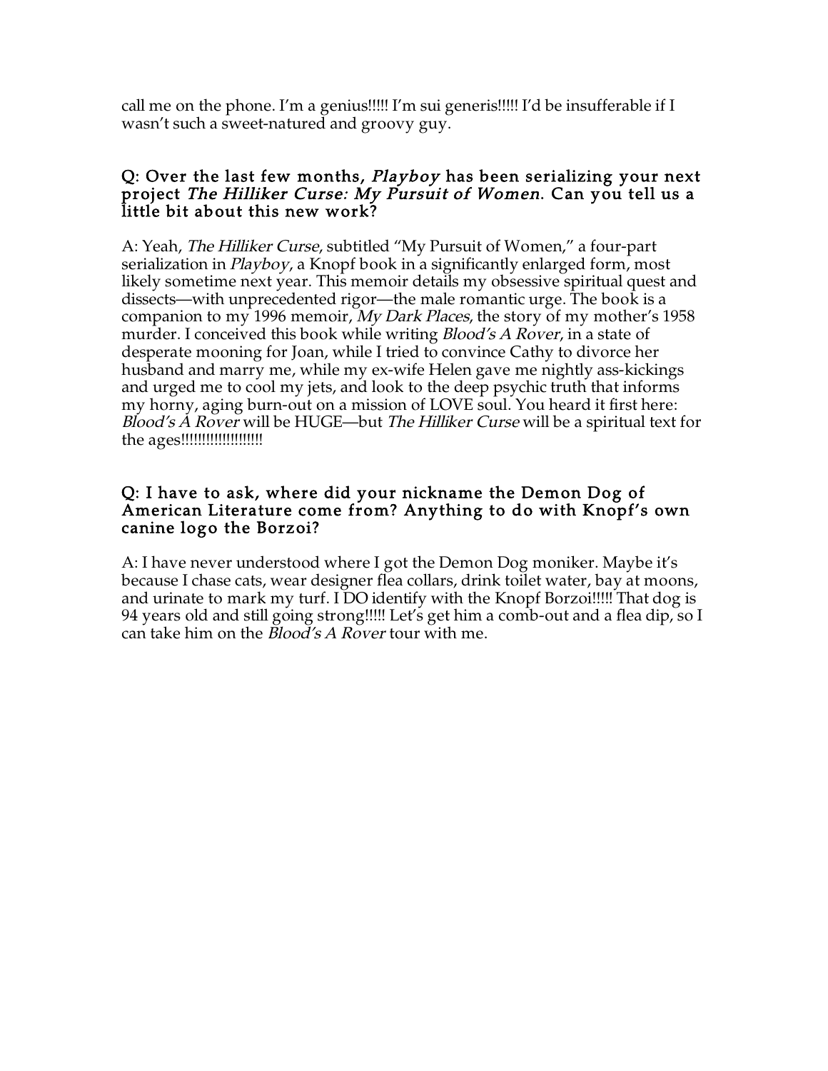call me on the phone. I'm a genius!!!!! I'm sui generis!!!!! I'd be insufferable if I wasn't such a sweet-natured and groovy guy.

### Q: Over the last few months, *Playboy* has been serializing your next project *The Hilliker Curse: My Pursuit of Women*. Can you tell us a little bit about this new work?

A: Yeah, *The Hilliker Curse*, subtitled "My Pursuit of Women," a four-part serialization in *Playboy*, a Knopf book in a significantly enlarged form, most likely sometime next year. This memoir details my obsessive spiritual quest and dissects—with unprecedented rigor—the male romantic urge. The book is a companion to my 1996 memoir, *My Dark Places*, the story of my mother's 1958 murder. I conceived this book while writing *Blood's A Rover*, in a state of desperate mooning for Joan, while I tried to convince Cathy to divorce her husband and marry me, while my ex-wife Helen gave me nightly ass-kickings and urged me to cool my jets, and look to the deep psychic truth that informs my horny, aging burn-out on a mission of LOVE soul. You heard it first here: *Blood's A Rover* will be HUGE—but *The Hilliker Curse* will be a spiritual text for the ages!!!!!!!!!!!!!!!!!!!!

### Q: I have to ask, where did your nickname the Demon Dog of American Literature come from? Anything to do with Knopf's own canine logo the Borzoi?

A: I have never understood where I got the Demon Dog moniker. Maybe it's because I chase cats, wear designer flea collars, drink toilet water, bay at moons, and urinate to mark my turf. I DO identify with the Knopf Borzoi!!!!! That dog is 94 years old and still going strong!!!!! Let's get him a comb-out and a flea dip, so I can take him on the *Blood's A Rover* tour with me.